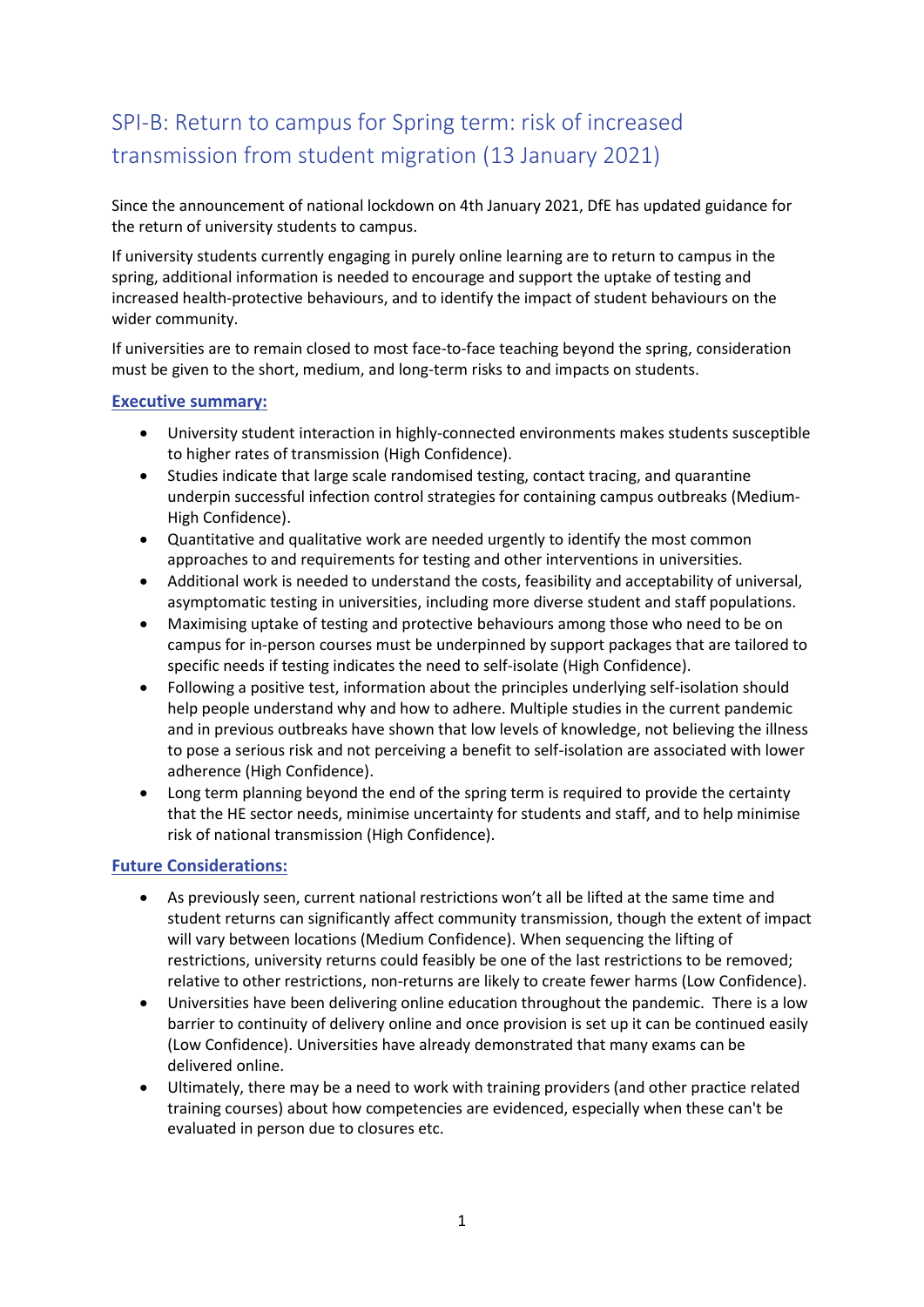# SPI-B: Return to campus for Spring term: risk of increased transmission from student migration (13 January 2021)

Since the announcement of national lockdown on 4th January 2021, DfE has updated guidance for the return of university students to campus.

If university students currently engaging in purely online learning are to return to campus in the spring, additional information is needed to encourage and support the uptake of testing and increased health-protective behaviours, and to identify the impact of student behaviours on the wider community.

If universities are to remain closed to most face-to-face teaching beyond the spring, consideration must be given to the short, medium, and long-term risks to and impacts on students.

## Executive summary:

- University student interaction in highly-connected environments makes students susceptible to higher rates of transmission (High Confidence).
- Studies indicate that large scale randomised testing, contact tracing, and quarantine underpin successful infection control strategies for containing campus outbreaks (Medium-High Confidence).
- Quantitative and qualitative work are needed urgently to identify the most common approaches to and requirements for testing and other interventions in universities.
- Additional work is needed to understand the costs, feasibility and acceptability of universal, asymptomatic testing in universities, including more diverse student and staff populations.
- Maximising uptake of testing and protective behaviours among those who need to be on campus for in-person courses must be underpinned by support packages that are tailored to specific needs if testing indicates the need to self-isolate (High Confidence).
- Following a positive test, information about the principles underlying self-isolation should help people understand why and how to adhere. Multiple studies in the current pandemic and in previous outbreaks have shown that low levels of knowledge, not believing the illness to pose a serious risk and not perceiving a benefit to self-isolation are associated with lower adherence (High Confidence).
- Long term planning beyond the end of the spring term is required to provide the certainty that the HE sector needs, minimise uncertainty for students and staff, and to help minimise risk of national transmission (High Confidence).

## Future Considerations:

- As previously seen, current national restrictions won't all be lifted at the same time and student returns can significantly affect community transmission, though the extent of impact will vary between locations (Medium Confidence). When sequencing the lifting of restrictions, university returns could feasibly be one of the last restrictions to be removed; relative to other restrictions, non-returns are likely to create fewer harms (Low Confidence).
- Universities have been delivering online education throughout the pandemic. There is a low barrier to continuity of delivery online and once provision is set up it can be continued easily (Low Confidence). Universities have already demonstrated that many exams can be delivered online.
- Ultimately, there may be a need to work with training providers (and other practice related training courses) about how competencies are evidenced, especially when these can't be evaluated in person due to closures etc.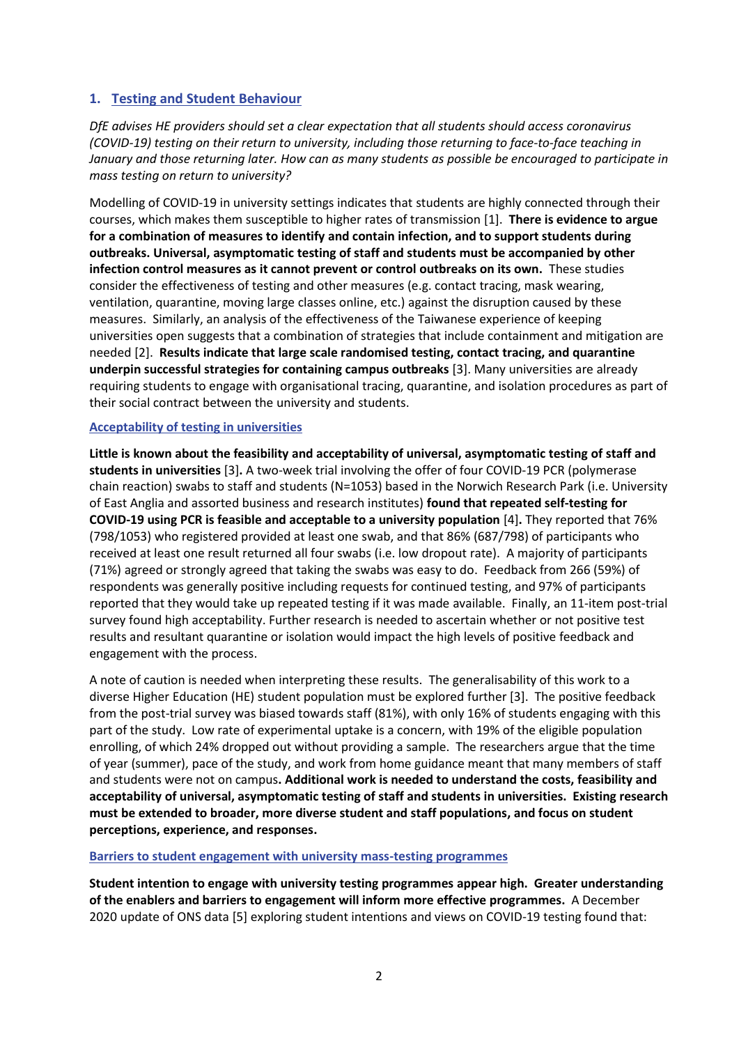## 1. Testing and Student Behaviour

*DfE advises HE providers should set a clear expectation that all students should access coronavirus (COVID-19) testing on their return to university, including those returning to face-to-face teaching in January and those returning later. How can as many students as possible be encouraged to participate in mass testing on return to university?*

Modelling of COVID-19 in university settings indicates that students are highly connected through their courses, which makes them susceptible to higher rates of transmission [1]. **There is evidence to argue for a combination of measures to identify and contain infection, and to support students during outbreaks. Universal, asymptomatic testing of staff and students must be accompanied by other infection control measures as it cannot prevent or control outbreaks on its own.** These studies consider the effectiveness of testing and other measures (e.g. contact tracing, mask wearing, ventilation, quarantine, moving large classes online, etc.) against the disruption caused by these measures. Similarly, an analysis of the effectiveness of the Taiwanese experience of keeping universities open suggests that a combination of strategies that include containment and mitigation are needed [2]. **Results indicate that large scale randomised testing, contact tracing, and quarantine underpin successful strategies for containing campus outbreaks** [3]. Many universities are already requiring students to engage with organisational tracing, quarantine, and isolation procedures as part of their social contract between the university and students.

### Acceptability of testing in universities

**Little is known about the feasibility and acceptability of universal, asymptomatic testing of staff and students in universities** [3]**.** A two-week trial involving the offer of four COVID-19 PCR (polymerase chain reaction) swabs to staff and students (N=1053) based in the Norwich Research Park (i.e. University of East Anglia and assorted business and research institutes) **found that repeated self-testing for COVID-19 using PCR is feasible and acceptable to a university population** [4]**.** They reported that 76% (798/1053) who registered provided at least one swab, and that 86% (687/798) of participants who received at least one result returned all four swabs (i.e. low dropout rate). A majority of participants (71%) agreed or strongly agreed that taking the swabs was easy to do. Feedback from 266 (59%) of respondents was generally positive including requests for continued testing, and 97% of participants reported that they would take up repeated testing if it was made available. Finally, an 11-item post-trial survey found high acceptability. Further research is needed to ascertain whether or not positive test results and resultant quarantine or isolation would impact the high levels of positive feedback and engagement with the process.

A note of caution is needed when interpreting these results. The generalisability of this work to a diverse Higher Education (HE) student population must be explored further [3]. The positive feedback from the post-trial survey was biased towards staff (81%), with only 16% of students engaging with this part of the study. Low rate of experimental uptake is a concern, with 19% of the eligible population enrolling, of which 24% dropped out without providing a sample. The researchers argue that the time of year (summer), pace of the study, and work from home guidance meant that many members of staff and students were not on campus**. Additional work is needed to understand the costs, feasibility and acceptability of universal, asymptomatic testing of staff and students in universities. Existing research must be extended to broader, more diverse student and staff populations, and focus on student perceptions, experience, and responses.**

### Barriers to student engagement with university mass-testing programmes

**Student intention to engage with university testing programmes appear high. Greater understanding of the enablers and barriers to engagement will inform more effective programmes.** A December 2020 update of ONS data [5] exploring student intentions and views on COVID-19 testing found that: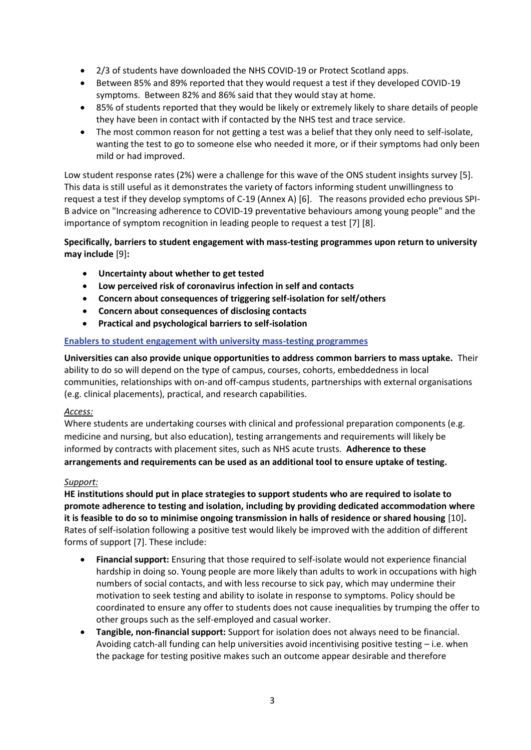- 2/3 of students have downloaded the NHS COVID-19 or Protect Scotland apps.
- Between 85% and 89% reported that they would request a test if they developed COVID-19 symptoms. Between 82% and 86% said that they would stay at home.
- 85% of students reported that they would be likely or extremely likely to share details of people they have been in contact with if contacted by the NHS test and trace service.
- The most common reason for not getting a test was a belief that they only need to self-isolate, wanting the test to go to someone else who needed it more, or if their symptoms had only been mild or had improved.

Low student response rates (2%) were a challenge for this wave of the ONS student insights survey [5]. This data is still useful as it demonstrates the variety of factors informing student unwillingness to request a test if they develop symptoms of C-19 (Annex A) [6]. The reasons provided echo previous SPI-B advice on "Increasing adherence to COVID-19 preventative behaviours among young people" and the importance of symptom recognition in leading people to request a test [7] [8].

**Specifically, barriers to student engagement with mass-testing programmes upon return to university may include** [9]**:**

- **Uncertainty about whether to get tested**
- **Low perceived risk of coronavirus infection in self and contacts**
- **Concern about consequences of triggering self-isolation for self/others**
- **Concern about consequences of disclosing contacts**
- **Practical and psychological barriers to self-isolation**

**Enablers to student engagement with university mass-testing programmes**

**Universities can also provide unique opportunities to address common barriers to mass uptake.** Their ability to do so will depend on the type of campus, courses, cohorts, embeddedness in local communities, relationships with on-and off-campus students, partnerships with external organisations (e.g. clinical placements), practical, and research capabilities.

*Access:*

Where students are undertaking courses with clinical and professional preparation components (e.g. medicine and nursing, but also education), testing arrangements and requirements will likely be informed by contracts with placement sites, such as NHS acute trusts. **Adherence to these arrangements and requirements can be used as an additional tool to ensure uptake of testing.**

*Support:*

**HE institutions should put in place strategies to support students who are required to isolate to promote adherence to testing and isolation, including by providing dedicated accommodation where it is feasible to do so to minimise ongoing transmission in halls of residence or shared housing** [10]**.** Rates of self-isolation following a positive test would likely be improved with the addition of different forms of support [7]. These include:

- **Financial support:** Ensuring that those required to self-isolate would not experience financial hardship in doing so. Young people are more likely than adults to work in occupations with high numbers of social contacts, and with less recourse to sick pay, which may undermine their motivation to seek testing and ability to isolate in response to symptoms. Policy should be coordinated to ensure any offer to students does not cause inequalities by trumping the offer to other groups such as the self-employed and casual worker.
- **Tangible, non-financial support:** Support for isolation does not always need to be financial. Avoiding catch-all funding can help universities avoid incentivising positive testing – i.e. when the package for testing positive makes such an outcome appear desirable and therefore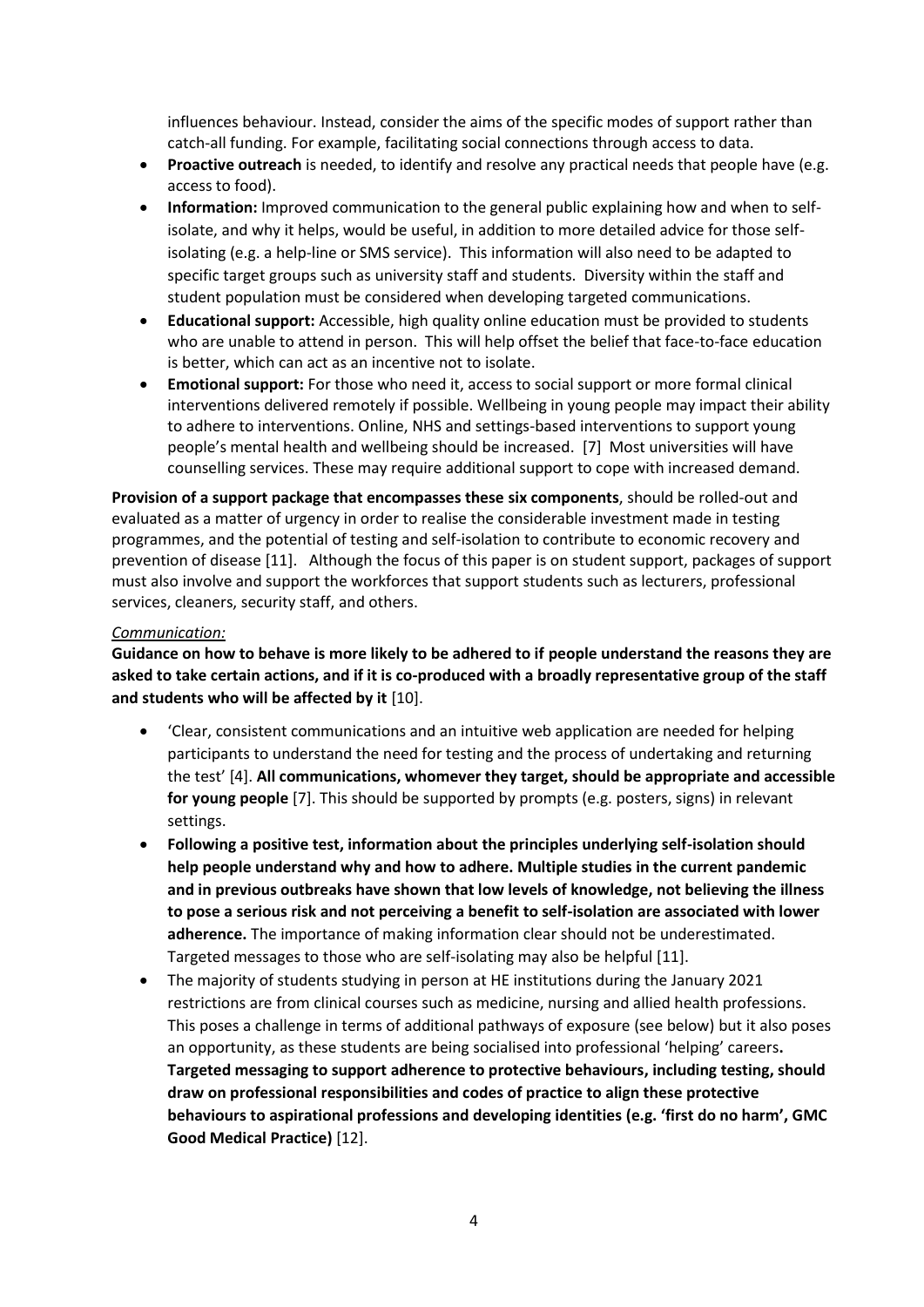influences behaviour. Instead, consider the aims of the specific modes of support rather than catch-all funding. For example, facilitating social connections through access to data.

- **Proactive outreach** is needed, to identify and resolve any practical needs that people have (e.g. access to food).
- **Information:** Improved communication to the general public explaining how and when to self-isolate, and why it helps, would be useful, in addition to more detailed advice for those self-isolating (e.g. a help-line or SMS service). This information will also need to be adapted to specific target groups such as university staff and students. Diversity within the staff and student population must be considered when developing targeted communications.
- **Educational support:** Accessible, high quality online education must be provided to students who are unable to attend in person. This will help offset the belief that face-to-face education is better, which can act as an incentive not to isolate.
- **Emotional support:** For those who need it, access to social support or more formal clinical interventions delivered remotely if possible. Wellbeing in young people may impact their ability to adhere to interventions. Online, NHS and settings-based interventions to support young people's mental health and wellbeing should be increased. [7] Most universities will have counselling services. These may require additional support to cope with increased demand.

**Provision of a support package that encompasses these six components**, should be rolled-out and evaluated as a matter of urgency in order to realise the considerable investment made in testing programmes, and the potential of testing and self-isolation to contribute to economic recovery and prevention of disease [11]. Although the focus of this paper is on student support, packages of support must also involve and support the workforces that support students such as lecturers, professional services, cleaners, security staff, and others.

*Communication:*

**Guidance on how to behave is more likely to be adhered to if people understand the reasons they are asked to take certain actions, and if it is co-produced with a broadly representative group of the staff and students who will be affected by it** [10].

- 'Clear, consistent communications and an intuitive web application are needed for helping participants to understand the need for testing and the process of undertaking and returning the test' [4]. **All communications, whomever they target, should be appropriate and accessible for young people** [7]. This should be supported by prompts (e.g. posters, signs) in relevant settings.
- **Following a positive test, information about the principles underlying self-isolation should help people understand why and how to adhere. Multiple studies in the current pandemic and in previous outbreaks have shown that low levels of knowledge, not believing the illness to pose a serious risk and not perceiving a benefit to self-isolation are associated with lower adherence.** The importance of making information clear should not be underestimated. Targeted messages to those who are self-isolating may also be helpful [11].
- The majority of students studying in person at HE institutions during the January 2021 restrictions are from clinical courses such as medicine, nursing and allied health professions. This poses a challenge in terms of additional pathways of exposure (see below) but it also poses an opportunity, as these students are being socialised into professional 'helping' careers**. Targeted messaging to support adherence to protective behaviours, including testing, should draw on professional responsibilities and codes of practice to align these protective behaviours to aspirational professions and developing identities (e.g. 'first do no harm', GMC Good Medical Practice)** [12].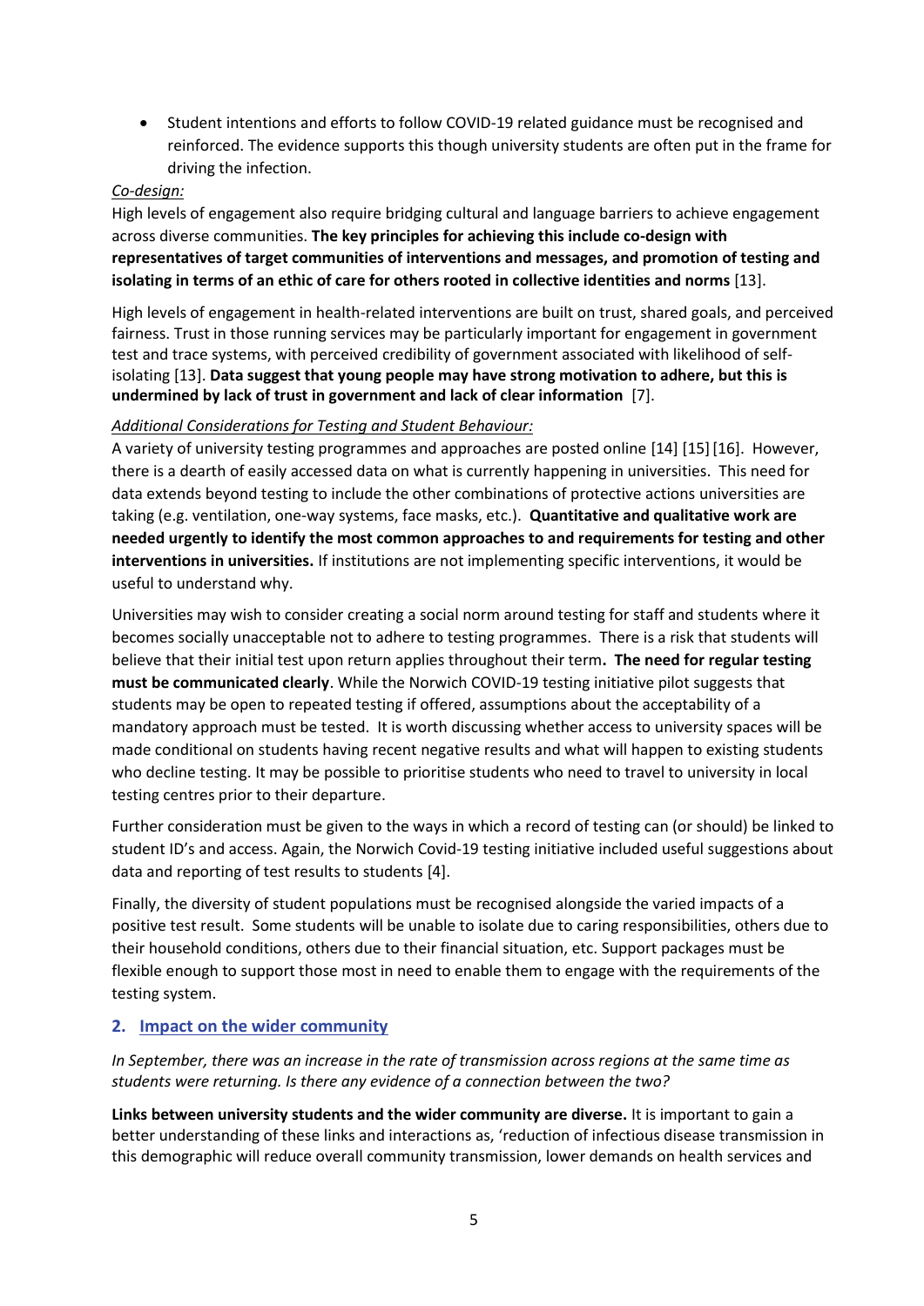- Student intentions and efforts to follow COVID-19 related guidance must be recognised and reinforced. The evidence supports this though university students are often put in the frame for driving the infection.

*Co-design:*

High levels of engagement also require bridging cultural and language barriers to achieve engagement across diverse communities. **The key principles for achieving this include co-design with representatives of target communities of interventions and messages, and promotion of testing and isolating in terms of an ethic of care for others rooted in collective identities and norms** [13].

High levels of engagement in health-related interventions are built on trust, shared goals, and perceived fairness. Trust in those running services may be particularly important for engagement in government test and trace systems, with perceived credibility of government associated with likelihood of self-isolating [13]. **Data suggest that young people may have strong motivation to adhere, but this is undermined by lack of trust in government and lack of clear information** [7].

*Additional Considerations for Testing and Student Behaviour:*

A variety of university testing programmes and approaches are posted online [14] [15] [16]. However, there is a dearth of easily accessed data on what is currently happening in universities. This need for data extends beyond testing to include the other combinations of protective actions universities are taking (e.g. ventilation, one-way systems, face masks, etc.). **Quantitative and qualitative work are needed urgently to identify the most common approaches to and requirements for testing and other interventions in universities.** If institutions are not implementing specific interventions, it would be useful to understand why.

Universities may wish to consider creating a social norm around testing for staff and students where it becomes socially unacceptable not to adhere to testing programmes. There is a risk that students will believe that their initial test upon return applies throughout their term**. The need for regular testing must be communicated clearly**. While the Norwich COVID-19 testing initiative pilot suggests that students may be open to repeated testing if offered, assumptions about the acceptability of a mandatory approach must be tested. It is worth discussing whether access to university spaces will be made conditional on students having recent negative results and what will happen to existing students who decline testing. It may be possible to prioritise students who need to travel to university in local testing centres prior to their departure.

Further consideration must be given to the ways in which a record of testing can (or should) be linked to student ID's and access. Again, the Norwich Covid-19 testing initiative included useful suggestions about data and reporting of test results to students [4].

Finally, the diversity of student populations must be recognised alongside the varied impacts of a positive test result. Some students will be unable to isolate due to caring responsibilities, others due to their household conditions, others due to their financial situation, etc. Support packages must be flexible enough to support those most in need to enable them to engage with the requirements of the testing system.

## 2. Impact on the wider community

*In September, there was an increase in the rate of transmission across regions at the same time as students were returning. Is there any evidence of a connection between the two?*

**Links between university students and the wider community are diverse.** It is important to gain a better understanding of these links and interactions as, 'reduction of infectious disease transmission in this demographic will reduce overall community transmission, lower demands on health services and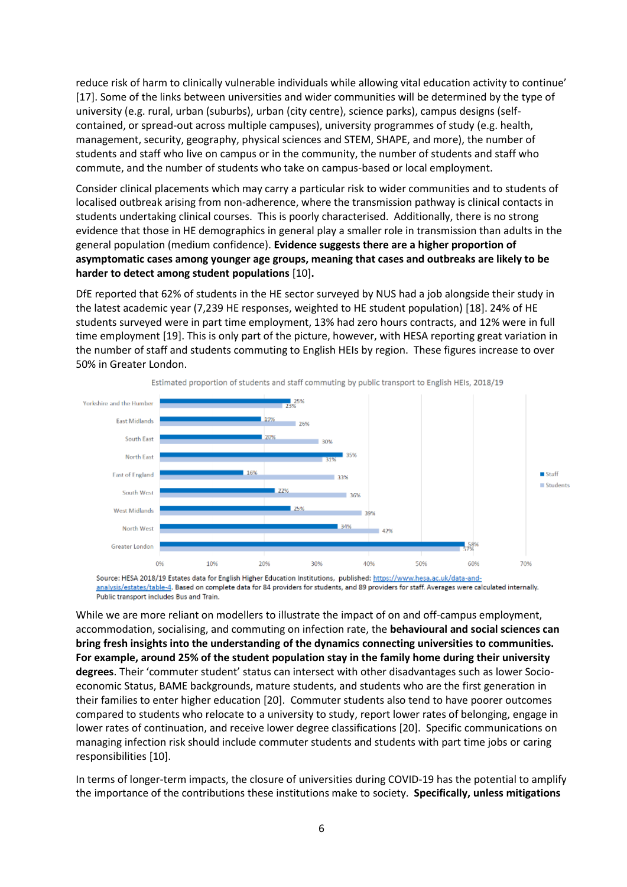reduce risk of harm to clinically vulnerable individuals while allowing vital education activity to continue' [17]. Some of the links between universities and wider communities will be determined by the type of university (e.g. rural, urban (suburbs), urban (city centre), science parks), campus designs (self-contained, or spread-out across multiple campuses), university programmes of study (e.g. health, management, security, geography, physical sciences and STEM, SHAPE, and more), the number of students and staff who live on campus or in the community, the number of students and staff who commute, and the number of students who take on campus-based or local employment.

Consider clinical placements which may carry a particular risk to wider communities and to students of localised outbreak arising from non-adherence, where the transmission pathway is clinical contacts in students undertaking clinical courses. This is poorly characterised. Additionally, there is no strong evidence that those in HE demographics in general play a smaller role in transmission than adults in the general population (medium confidence). **Evidence suggests there are a higher proportion of asymptomatic cases among younger age groups, meaning that cases and outbreaks are likely to be harder to detect among student populations** [10]**.**

DfE reported that 62% of students in the HE sector surveyed by NUS had a job alongside their study in the latest academic year (7,239 HE responses, weighted to HE student population) [18]. 24% of HE students surveyed were in part time employment, 13% had zero hours contracts, and 12% were in full time employment [19]. This is only part of the picture, however, with HESA reporting great variation in the number of staff and students commuting to English HEIs by region. These figures increase to over 50% in Greater London.

Estimated proportion of students and staff commuting by public transport to English HEIs, 2018/19

| Region | Staff | Students |
|---|---|---|
| Yorkshire and the Humber | 25% | 23% |
| East Midlands | 19% | 26% |
| South East | 20% | 30% |
| North East | 35% | 31% |
| East of England | 16% | 33% |
| South West | 22% | 36% |
| West Midlands | 25% | 39% |
| North West | 34% | 42% |
| Greater London | 58% | 57% |

Source: HESA 2018/19 Estates data for English Higher Education Institutions, published: https://www.hesa.ac.uk/data-and-analysis/estates/table-4. Based on complete data for 84 providers for students, and 89 providers for staff. Averages were calculated internally. Public transport includes Bus and Train.

While we are more reliant on modellers to illustrate the impact of on and off-campus employment, accommodation, socialising, and commuting on infection rate, the **behavioural and social sciences can bring fresh insights into the understanding of the dynamics connecting universities to communities. For example, around 25% of the student population stay in the family home during their university degrees**. Their 'commuter student' status can intersect with other disadvantages such as lower Socio-economic Status, BAME backgrounds, mature students, and students who are the first generation in their families to enter higher education [20]. Commuter students also tend to have poorer outcomes compared to students who relocate to a university to study, report lower rates of belonging, engage in lower rates of continuation, and receive lower degree classifications [20]. Specific communications on managing infection risk should include commuter students and students with part time jobs or caring responsibilities [10].

In terms of longer-term impacts, the closure of universities during COVID-19 has the potential to amplify the importance of the contributions these institutions make to society. **Specifically, unless mitigations**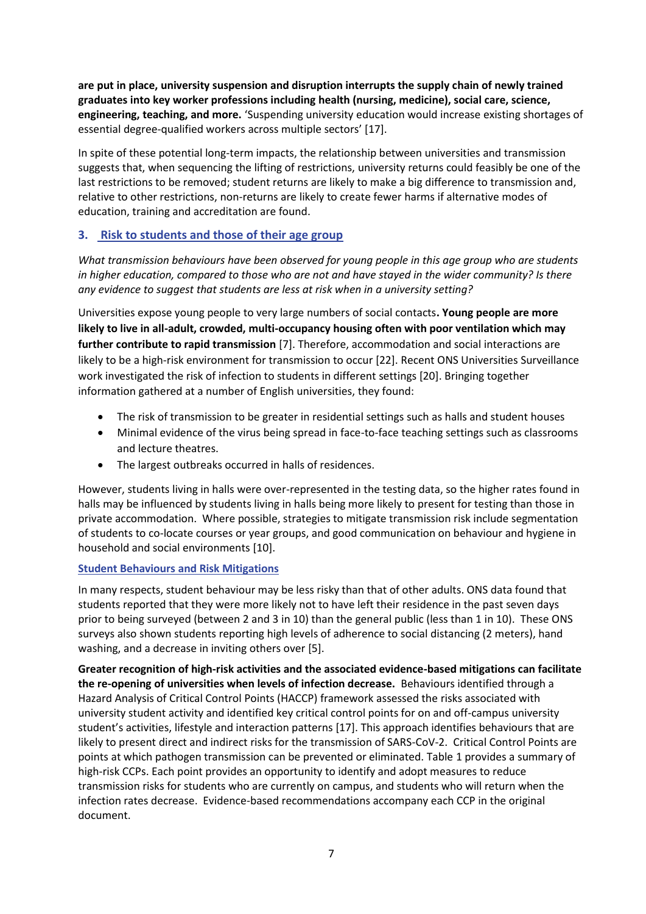**are put in place, university suspension and disruption interrupts the supply chain of newly trained graduates into key worker professions including health (nursing, medicine), social care, science, engineering, teaching, and more.** 'Suspending university education would increase existing shortages of essential degree-qualified workers across multiple sectors' [17].

In spite of these potential long-term impacts, the relationship between universities and transmission suggests that, when sequencing the lifting of restrictions, university returns could feasibly be one of the last restrictions to be removed; student returns are likely to make a big difference to transmission and, relative to other restrictions, non-returns are likely to create fewer harms if alternative modes of education, training and accreditation are found.

## 3. Risk to students and those of their age group

*What transmission behaviours have been observed for young people in this age group who are students in higher education, compared to those who are not and have stayed in the wider community? Is there any evidence to suggest that students are less at risk when in a university setting?*

Universities expose young people to very large numbers of social contacts**. Young people are more likely to live in all-adult, crowded, multi-occupancy housing often with poor ventilation which may further contribute to rapid transmission** [7]. Therefore, accommodation and social interactions are likely to be a high-risk environment for transmission to occur [22]. Recent ONS Universities Surveillance work investigated the risk of infection to students in different settings [20]. Bringing together information gathered at a number of English universities, they found:

- The risk of transmission to be greater in residential settings such as halls and student houses
- Minimal evidence of the virus being spread in face-to-face teaching settings such as classrooms and lecture theatres.
- The largest outbreaks occurred in halls of residences.

However, students living in halls were over-represented in the testing data, so the higher rates found in halls may be influenced by students living in halls being more likely to present for testing than those in private accommodation. Where possible, strategies to mitigate transmission risk include segmentation of students to co-locate courses or year groups, and good communication on behaviour and hygiene in household and social environments [10].

### Student Behaviours and Risk Mitigations

In many respects, student behaviour may be less risky than that of other adults. ONS data found that students reported that they were more likely not to have left their residence in the past seven days prior to being surveyed (between 2 and 3 in 10) than the general public (less than 1 in 10). These ONS surveys also shown students reporting high levels of adherence to social distancing (2 meters), hand washing, and a decrease in inviting others over [5].

**Greater recognition of high-risk activities and the associated evidence-based mitigations can facilitate the re-opening of universities when levels of infection decrease.** Behaviours identified through a Hazard Analysis of Critical Control Points (HACCP) framework assessed the risks associated with university student activity and identified key critical control points for on and off-campus university student's activities, lifestyle and interaction patterns [17]. This approach identifies behaviours that are likely to present direct and indirect risks for the transmission of SARS-CoV-2. Critical Control Points are points at which pathogen transmission can be prevented or eliminated. Table 1 provides a summary of high-risk CCPs. Each point provides an opportunity to identify and adopt measures to reduce transmission risks for students who are currently on campus, and students who will return when the infection rates decrease. Evidence-based recommendations accompany each CCP in the original document.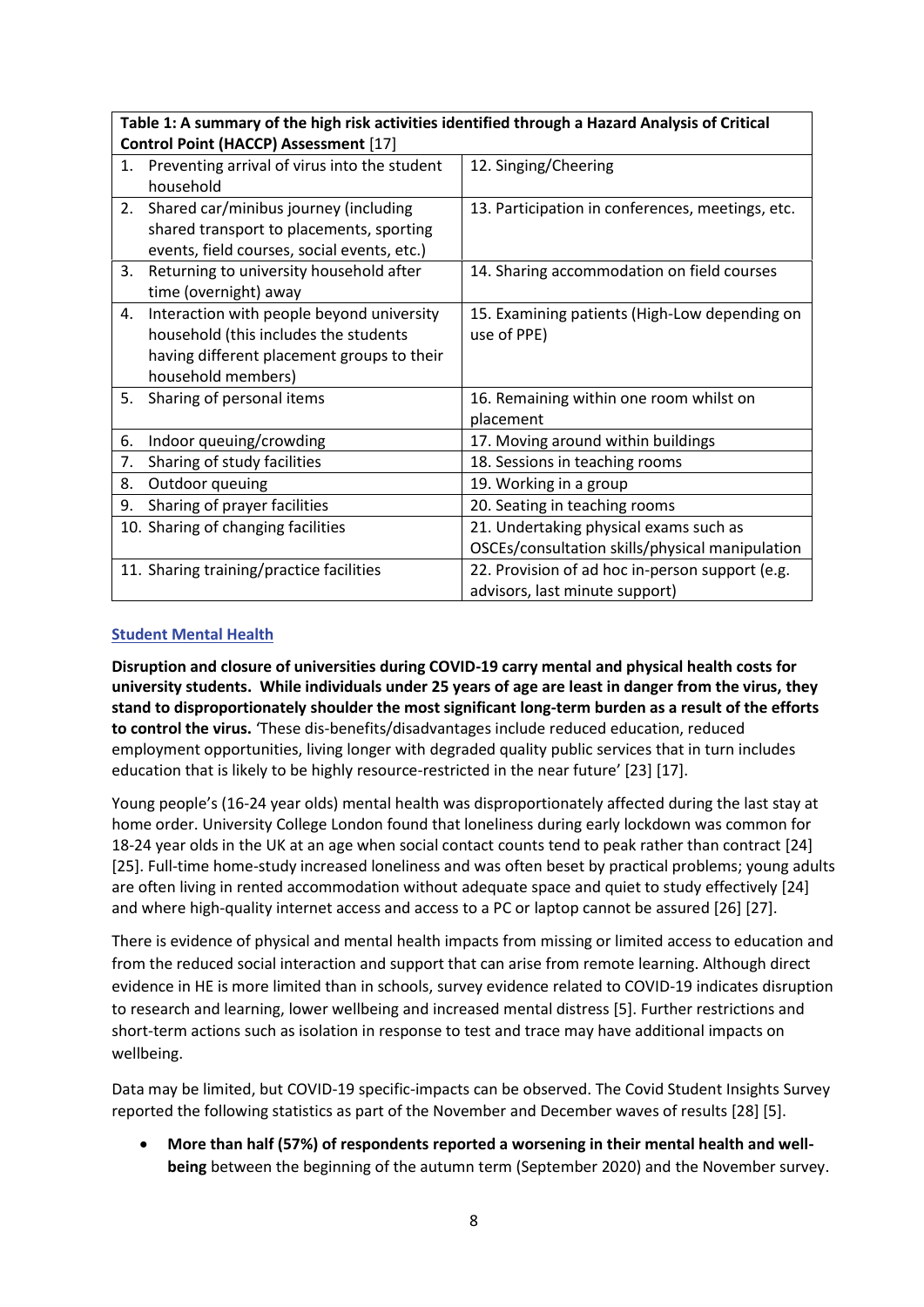| Table 1: A summary of the high risk activities identified through a Hazard Analysis of Critical Control Point (HACCP) Assessment [17] | |
|---|---|
| 1. Preventing arrival of virus into the student household | 12. Singing/Cheering |
| 2. Shared car/minibus journey (including shared transport to placements, sporting events, field courses, social events, etc.) | 13. Participation in conferences, meetings, etc. |
| 3. Returning to university household after time (overnight) away | 14. Sharing accommodation on field courses |
| 4. Interaction with people beyond university household (this includes the students having different placement groups to their household members) | 15. Examining patients (High-Low depending on use of PPE) |
| 5. Sharing of personal items | 16. Remaining within one room whilst on placement |
| 6. Indoor queuing/crowding | 17. Moving around within buildings |
| 7. Sharing of study facilities | 18. Sessions in teaching rooms |
| 8. Outdoor queuing | 19. Working in a group |
| 9. Sharing of prayer facilities | 20. Seating in teaching rooms |
| 10. Sharing of changing facilities | 21. Undertaking physical exams such as OSCEs/consultation skills/physical manipulation |
| 11. Sharing training/practice facilities | 22. Provision of ad hoc in-person support (e.g. advisors, last minute support) |

## Student Mental Health

**Disruption and closure of universities during COVID-19 carry mental and physical health costs for university students. While individuals under 25 years of age are least in danger from the virus, they stand to disproportionately shoulder the most significant long-term burden as a result of the efforts to control the virus.** 'These dis-benefits/disadvantages include reduced education, reduced employment opportunities, living longer with degraded quality public services that in turn includes education that is likely to be highly resource-restricted in the near future' [23] [17].

Young people's (16-24 year olds) mental health was disproportionately affected during the last stay at home order. University College London found that loneliness during early lockdown was common for 18-24 year olds in the UK at an age when social contact counts tend to peak rather than contract [24] [25]. Full-time home-study increased loneliness and was often beset by practical problems; young adults are often living in rented accommodation without adequate space and quiet to study effectively [24] and where high-quality internet access and access to a PC or laptop cannot be assured [26] [27].

There is evidence of physical and mental health impacts from missing or limited access to education and from the reduced social interaction and support that can arise from remote learning. Although direct evidence in HE is more limited than in schools, survey evidence related to COVID-19 indicates disruption to research and learning, lower wellbeing and increased mental distress [5]. Further restrictions and short-term actions such as isolation in response to test and trace may have additional impacts on wellbeing.

Data may be limited, but COVID-19 specific-impacts can be observed. The Covid Student Insights Survey reported the following statistics as part of the November and December waves of results [28] [5].

- **More than half (57%) of respondents reported a worsening in their mental health and well-being** between the beginning of the autumn term (September 2020) and the November survey.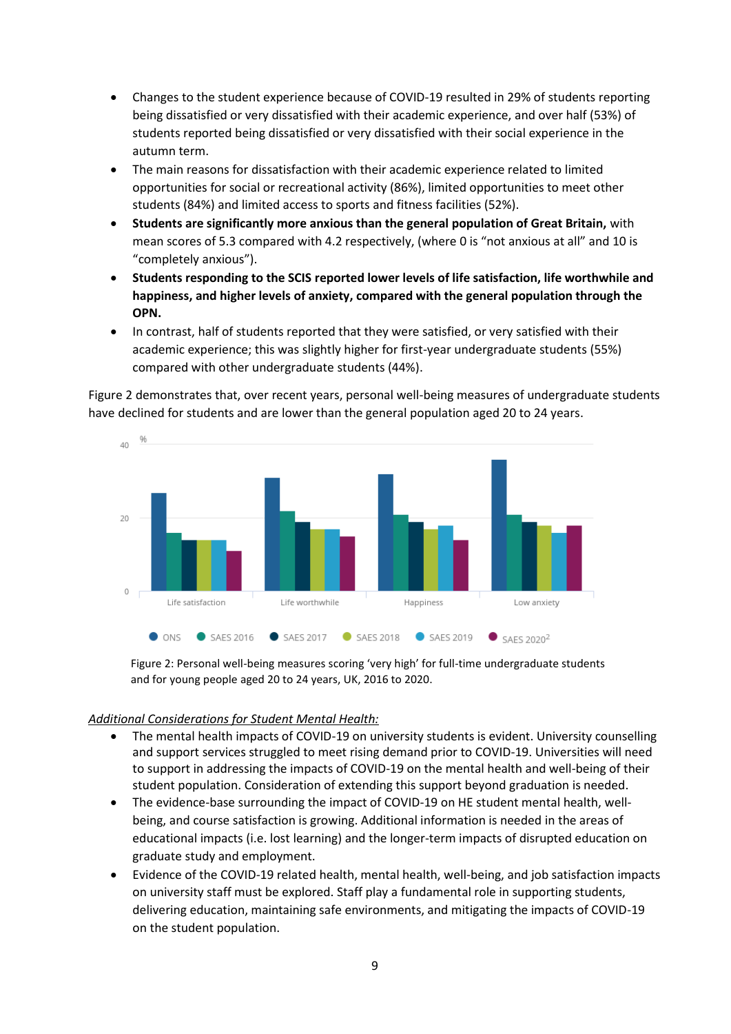- Changes to the student experience because of COVID-19 resulted in 29% of students reporting being dissatisfied or very dissatisfied with their academic experience, and over half (53%) of students reported being dissatisfied or very dissatisfied with their social experience in the autumn term.
- The main reasons for dissatisfaction with their academic experience related to limited opportunities for social or recreational activity (86%), limited opportunities to meet other students (84%) and limited access to sports and fitness facilities (52%).
- **Students are significantly more anxious than the general population of Great Britain,** with mean scores of 5.3 compared with 4.2 respectively, (where 0 is "not anxious at all" and 10 is "completely anxious").
- **Students responding to the SCIS reported lower levels of life satisfaction, life worthwhile and happiness, and higher levels of anxiety, compared with the general population through the OPN.**
- In contrast, half of students reported that they were satisfied, or very satisfied with their academic experience; this was slightly higher for first-year undergraduate students (55%) compared with other undergraduate students (44%).

Figure 2 demonstrates that, over recent years, personal well-being measures of undergraduate students have declined for students and are lower than the general population aged 20 to 24 years.

Figure 2: Personal well-being measures scoring 'very high' for full-time undergraduate students and for young people aged 20 to 24 years, UK, 2016 to 2020.

*Additional Considerations for Student Mental Health:*

- The mental health impacts of COVID-19 on university students is evident. University counselling and support services struggled to meet rising demand prior to COVID-19. Universities will need to support in addressing the impacts of COVID-19 on the mental health and well-being of their student population. Consideration of extending this support beyond graduation is needed.
- The evidence-base surrounding the impact of COVID-19 on HE student mental health, well-being, and course satisfaction is growing. Additional information is needed in the areas of educational impacts (i.e. lost learning) and the longer-term impacts of disrupted education on graduate study and employment.
- Evidence of the COVID-19 related health, mental health, well-being, and job satisfaction impacts on university staff must be explored. Staff play a fundamental role in supporting students, delivering education, maintaining safe environments, and mitigating the impacts of COVID-19 on the student population.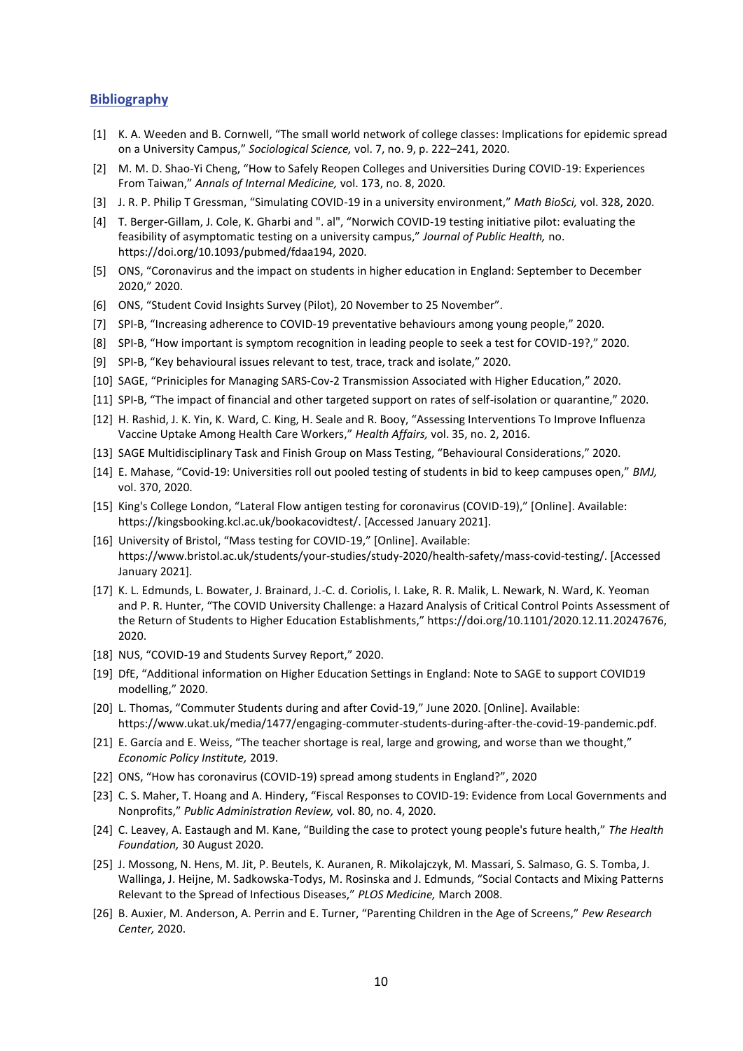## Bibliography

[1] K. A. Weeden and B. Cornwell, "The small world network of college classes: Implications for epidemic spread on a University Campus," *Sociological Science,* vol. 7, no. 9, p. 222–241, 2020.

[2] M. M. D. Shao-Yi Cheng, "How to Safely Reopen Colleges and Universities During COVID-19: Experiences From Taiwan," *Annals of Internal Medicine,* vol. 173, no. 8, 2020.

[3] J. R. P. Philip T Gressman, "Simulating COVID-19 in a university environment," *Math BioSci,* vol. 328, 2020.

[4] T. Berger-Gillam, J. Cole, K. Gharbi and ". al", "Norwich COVID-19 testing initiative pilot: evaluating the feasibility of asymptomatic testing on a university campus," *Journal of Public Health,* no. https://doi.org/10.1093/pubmed/fdaa194, 2020.

[5] ONS, "Coronavirus and the impact on students in higher education in England: September to December 2020," 2020.

[6] ONS, "Student Covid Insights Survey (Pilot), 20 November to 25 November".

[7] SPI-B, "Increasing adherence to COVID-19 preventative behaviours among young people," 2020.

[8] SPI-B, "How important is symptom recognition in leading people to seek a test for COVID-19?," 2020.

[9] SPI-B, "Key behavioural issues relevant to test, trace, track and isolate," 2020.

[10] SAGE, "Priniciples for Managing SARS-Cov-2 Transmission Associated with Higher Education," 2020.

[11] SPI-B, "The impact of financial and other targeted support on rates of self-isolation or quarantine," 2020.

[12] H. Rashid, J. K. Yin, K. Ward, C. King, H. Seale and R. Booy, "Assessing Interventions To Improve Influenza Vaccine Uptake Among Health Care Workers," *Health Affairs,* vol. 35, no. 2, 2016.

[13] SAGE Multidisciplinary Task and Finish Group on Mass Testing, "Behavioural Considerations," 2020.

[14] E. Mahase, "Covid-19: Universities roll out pooled testing of students in bid to keep campuses open," *BMJ,* vol. 370, 2020.

[15] King's College London, "Lateral Flow antigen testing for coronavirus (COVID-19)," [Online]. Available: https://kingsbooking.kcl.ac.uk/bookacovidtest/. [Accessed January 2021].

[16] University of Bristol, "Mass testing for COVID-19," [Online]. Available: https://www.bristol.ac.uk/students/your-studies/study-2020/health-safety/mass-covid-testing/. [Accessed January 2021].

[17] K. L. Edmunds, L. Bowater, J. Brainard, J.-C. d. Coriolis, I. Lake, R. R. Malik, L. Newark, N. Ward, K. Yeoman and P. R. Hunter, "The COVID University Challenge: a Hazard Analysis of Critical Control Points Assessment of the Return of Students to Higher Education Establishments," https://doi.org/10.1101/2020.12.11.20247676, 2020.

[18] NUS, "COVID-19 and Students Survey Report," 2020.

[19] DfE, "Additional information on Higher Education Settings in England: Note to SAGE to support COVID19 modelling," 2020.

[20] L. Thomas, "Commuter Students during and after Covid-19," June 2020. [Online]. Available: https://www.ukat.uk/media/1477/engaging-commuter-students-during-after-the-covid-19-pandemic.pdf.

[21] E. García and E. Weiss, "The teacher shortage is real, large and growing, and worse than we thought," *Economic Policy Institute,* 2019.

[22] ONS, "How has coronavirus (COVID-19) spread among students in England?", 2020

[23] C. S. Maher, T. Hoang and A. Hindery, "Fiscal Responses to COVID-19: Evidence from Local Governments and Nonprofits," *Public Administration Review,* vol. 80, no. 4, 2020.

[24] C. Leavey, A. Eastaugh and M. Kane, "Building the case to protect young people's future health," *The Health Foundation,* 30 August 2020.

[25] J. Mossong, N. Hens, M. Jit, P. Beutels, K. Auranen, R. Mikolajczyk, M. Massari, S. Salmaso, G. S. Tomba, J. Wallinga, J. Heijne, M. Sadkowska-Todys, M. Rosinska and J. Edmunds, "Social Contacts and Mixing Patterns Relevant to the Spread of Infectious Diseases," *PLOS Medicine,* March 2008.

[26] B. Auxier, M. Anderson, A. Perrin and E. Turner, "Parenting Children in the Age of Screens," *Pew Research Center,* 2020.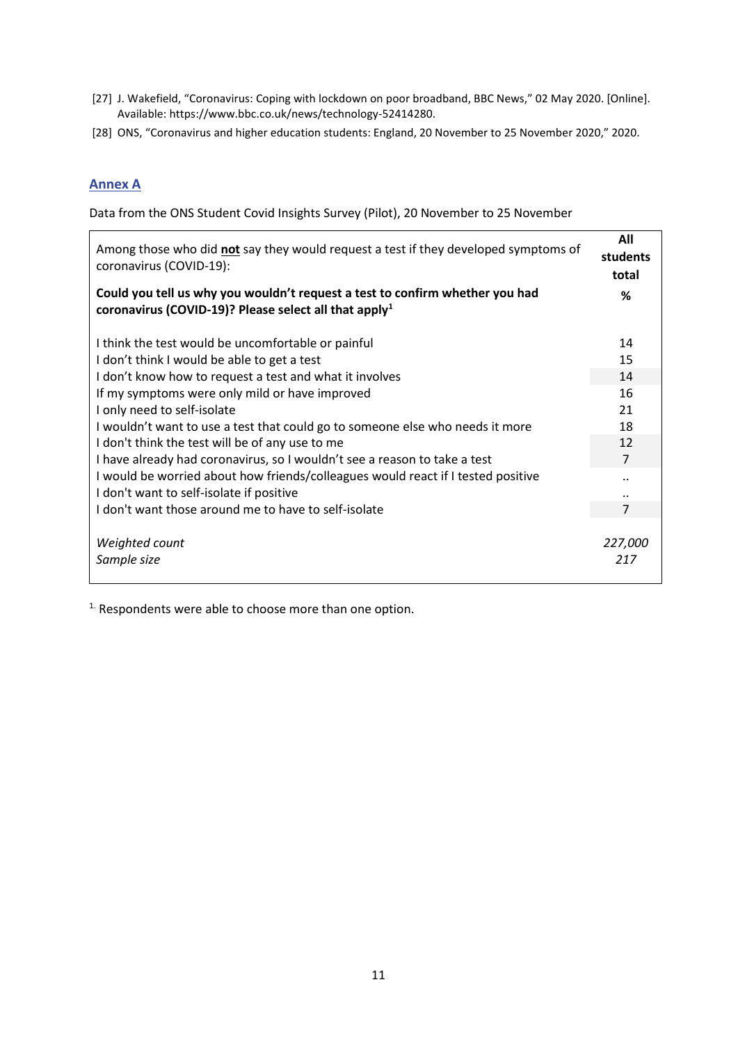[27] J. Wakefield, "Coronavirus: Coping with lockdown on poor broadband, BBC News," 02 May 2020. [Online]. Available: https://www.bbc.co.uk/news/technology-52414280.

[28] ONS, "Coronavirus and higher education students: England, 20 November to 25 November 2020," 2020.

## Annex A

Data from the ONS Student Covid Insights Survey (Pilot), 20 November to 25 November

| Among those who did **not** say they would request a test if they developed symptoms of coronavirus (COVID-19): **Could you tell us why you wouldn't request a test to confirm whether you had coronavirus (COVID-19)? Please select all that apply**[1] | **All students total %** |
|---|---|
| I think the test would be uncomfortable or painful | 14 |
| I don't think I would be able to get a test | 15 |
| I don't know how to request a test and what it involves | 14 |
| If my symptoms were only mild or have improved | 16 |
| I only need to self-isolate | 21 |
| I wouldn't want to use a test that could go to someone else who needs it more | 18 |
| I don't think the test will be of any use to me | 12 |
| I have already had coronavirus, so I wouldn't see a reason to take a test | 7 |
| I would be worried about how friends/colleagues would react if I tested positive | .. |
| I don't want to self-isolate if positive | .. |
| I don't want those around me to have to self-isolate | 7 |
| *Weighted count* | *227,000* |
| *Sample size* | *217* |

[1] Respondents were able to choose more than one option.